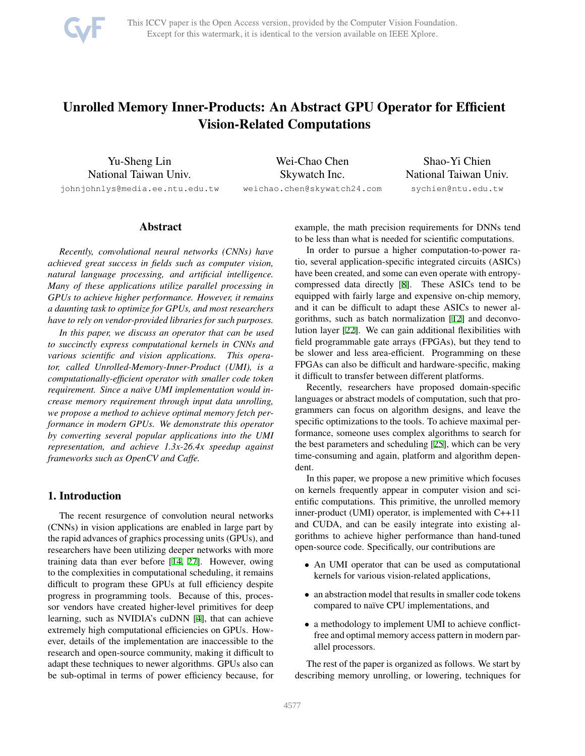# Unrolled Memory Inner-Products: An Abstract GPU Operator for Efficient Vision-Related Computations

Yu-Sheng Lin
National Taiwan Univ.
johnjohnlys@media.ee.ntu.edu.tw

Wei-Chao Chen
Skywatch Inc.
weichao.chen@skywatch24.com

Shao-Yi Chien
National Taiwan Univ.
sychien@ntu.edu.tw

## Abstract

*Recently, convolutional neural networks (CNNs) have achieved great success in fields such as computer vision, natural language processing, and artificial intelligence. Many of these applications utilize parallel processing in GPUs to achieve higher performance. However, it remains a daunting task to optimize for GPUs, and most researchers have to rely on vendor-provided libraries for such purposes.*

*In this paper, we discuss an operator that can be used to succinctly express computational kernels in CNNs and various scientific and vision applications. This operator, called Unrolled-Memory-Inner-Product (UMI), is a computationally-efficient operator with smaller code token requirement. Since a naïve UMI implementation would increase memory requirement through input data unrolling, we propose a method to achieve optimal memory fetch performance in modern GPUs. We demonstrate this operator by converting several popular applications into the UMI representation, and achieve 1.3x-26.4x speedup against frameworks such as OpenCV and Caffe.*

## 1. Introduction

The recent resurgence of convolution neural networks (CNNs) in vision applications are enabled in large part by the rapid advances of graphics processing units (GPUs), and researchers have been utilizing deeper networks with more training data than ever before [14, 27]. However, owing to the complexities in computational scheduling, it remains difficult to program these GPUs at full efficiency despite progress in programming tools. Because of this, processor vendors have created higher-level primitives for deep learning, such as NVIDIA's cuDNN [4], that can achieve extremely high computational efficiencies on GPUs. However, details of the implementation are inaccessible to the research and open-source community, making it difficult to adapt these techniques to newer algorithms. GPUs also can be sub-optimal in terms of power efficiency because, for example, the math precision requirements for DNNs tend to be less than what is needed for scientific computations.

In order to pursue a higher computation-to-power ratio, several application-specific integrated circuits (ASICs) have been created, and some can even operate with entropy-compressed data directly [8]. These ASICs tend to be equipped with fairly large and expensive on-chip memory, and it can be difficult to adapt these ASICs to newer algorithms, such as batch normalization [12] and deconvolution layer [22]. We can gain additional flexibilities with field programmable gate arrays (FPGAs), but they tend to be slower and less area-efficient. Programming on these FPGAs can also be difficult and hardware-specific, making it difficult to transfer between different platforms.

Recently, researchers have proposed domain-specific languages or abstract models of computation, such that programmers can focus on algorithm designs, and leave the specific optimizations to the tools. To achieve maximal performance, someone uses complex algorithms to search for the best parameters and scheduling [25], which can be very time-consuming and again, platform and algorithm dependent.

In this paper, we propose a new primitive which focuses on kernels frequently appear in computer vision and scientific computations. This primitive, the unrolled memory inner-product (UMI) operator, is implemented with C++11 and CUDA, and can be easily integrate into existing algorithms to achieve higher performance than hand-tuned open-source code. Specifically, our contributions are

- An UMI operator that can be used as computational kernels for various vision-related applications,
- an abstraction model that results in smaller code tokens compared to naïve CPU implementations, and
- a methodology to implement UMI to achieve conflict-free and optimal memory access pattern in modern parallel processors.

The rest of the paper is organized as follows. We start by describing memory unrolling, or lowering, techniques for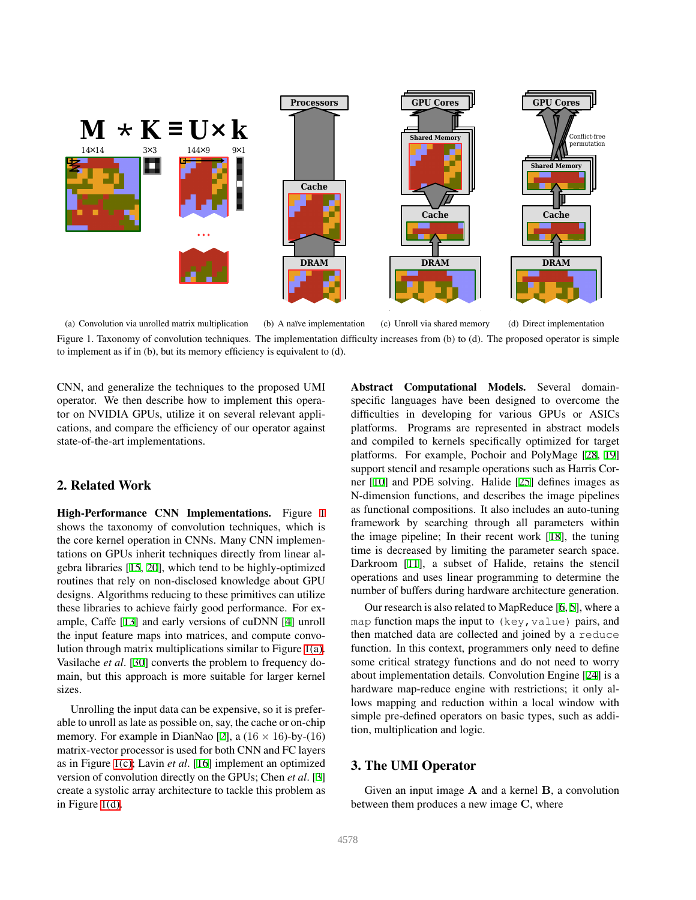(a) Convolution via unrolled matrix multiplication (b) A naïve implementation (c) Unroll via shared memory (d) Direct implementation

Figure 1. Taxonomy of convolution techniques. The implementation difficulty increases from (b) to (d). The proposed operator is simple to implement as if in (b), but its memory efficiency is equivalent to (d).

CNN, and generalize the techniques to the proposed UMI operator. We then describe how to implement this operator on NVIDIA GPUs, utilize it on several relevant applications, and compare the efficiency of our operator against state-of-the-art implementations.

## 2. Related Work

**High-Performance CNN Implementations.** Figure 1 shows the taxonomy of convolution techniques, which is the core kernel operation in CNNs. Many CNN implementations on GPUs inherit techniques directly from linear algebra libraries [15, 20], which tend to be highly-optimized routines that rely on non-disclosed knowledge about GPU designs. Algorithms reducing to these primitives can utilize these libraries to achieve fairly good performance. For example, Caffe [13] and early versions of cuDNN [4] unroll the input feature maps into matrices, and compute convolution through matrix multiplications similar to Figure 1(a). Vasilache *et al*. [30] converts the problem to frequency domain, but this approach is more suitable for larger kernel sizes.

Unrolling the input data can be expensive, so it is preferable to unroll as late as possible on, say, the cache or on-chip memory. For example in DianNao [2], a $(16 \times 16)$-by-$(16)$ matrix-vector processor is used for both CNN and FC layers as in Figure 1(c); Lavin *et al*. [16] implement an optimized version of convolution directly on the GPUs; Chen *et al*. [3] create a systolic array architecture to tackle this problem as in Figure 1(d).

**Abstract Computational Models.** Several domain-specific languages have been designed to overcome the difficulties in developing for various GPUs or ASICs platforms. Programs are represented in abstract models and compiled to kernels specifically optimized for target platforms. For example, Pochoir and PolyMage [28, 19] support stencil and resample operations such as Harris Corner [10] and PDE solving. Halide [25] defines images as N-dimension functions, and describes the image pipelines as functional compositions. It also includes an auto-tuning framework by searching through all parameters within the image pipeline; In their recent work [18], the tuning time is decreased by limiting the parameter search space. Darkroom [11], a subset of Halide, retains the stencil operations and uses linear programming to determine the number of buffers during hardware architecture generation.

Our research is also related to MapReduce [6, 5], where a `map` function maps the input to `(key,value)` pairs, and then matched data are collected and joined by a `reduce` function. In this context, programmers only need to define some critical strategy functions and do not need to worry about implementation details. Convolution Engine [24] is a hardware map-reduce engine with restrictions; it only allows mapping and reduction within a local window with simple pre-defined operators on basic types, such as addition, multiplication and logic.

## 3. The UMI Operator

Given an input image $\mathbf{A}$ and a kernel $\mathbf{B}$, a convolution between them produces a new image $\mathbf{C}$, where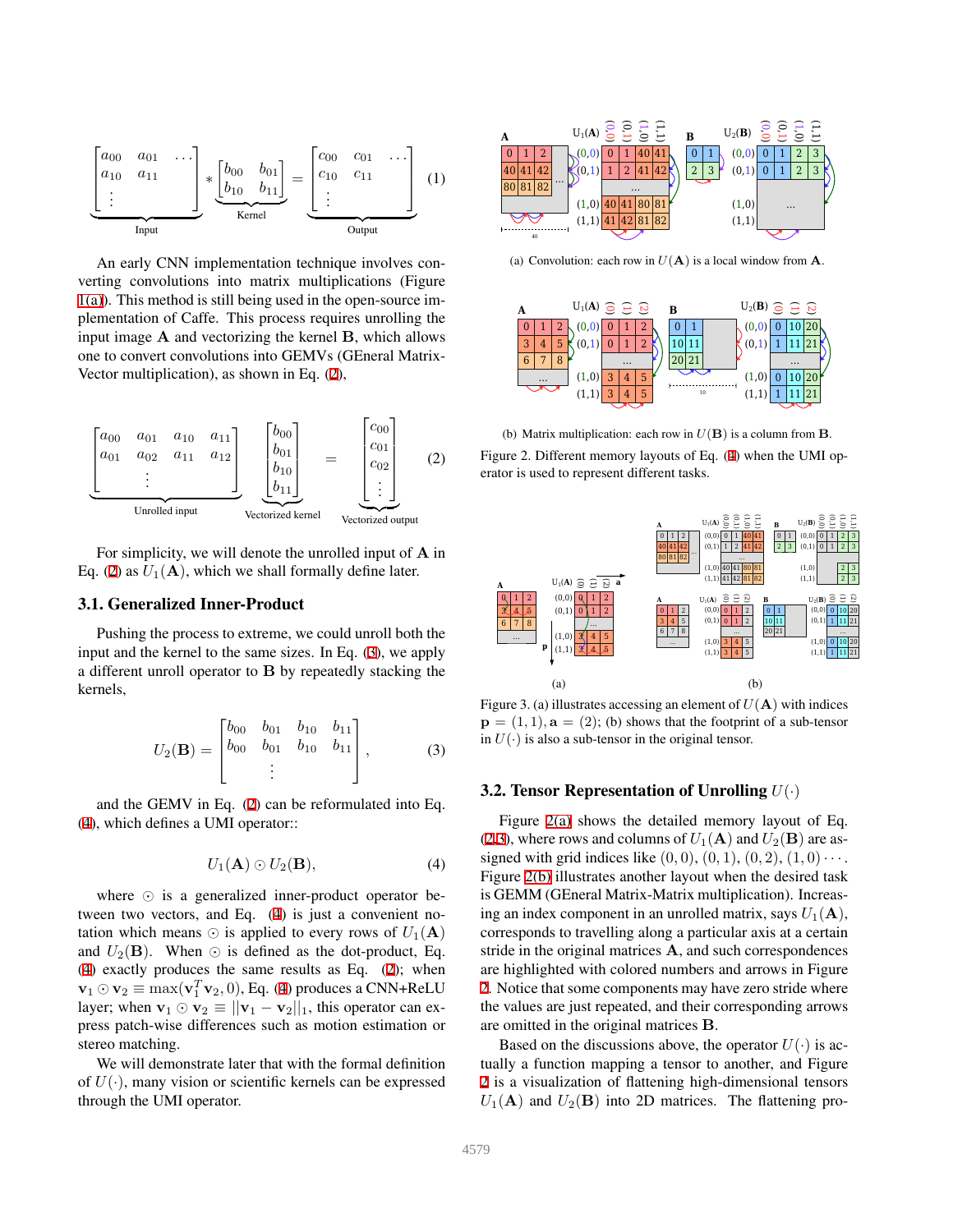$$
\underbrace{\begin{bmatrix} a_{00} & a_{01} & \cdots \\ a_{10} & a_{11} & \\ \vdots & & \end{bmatrix}}_{\text{Input}} * \underbrace{\begin{bmatrix} b_{00} & b_{01} \\ b_{10} & b_{11} \end{bmatrix}}_{\text{Kernel}} = \underbrace{\begin{bmatrix} c_{00} & c_{01} & \cdots \\ c_{10} & c_{11} & \\ \vdots & & \end{bmatrix}}_{\text{Output}} \tag{1}
$$

An early CNN implementation technique involves converting convolutions into matrix multiplications (Figure 1(a)). This method is still being used in the open-source implementation of Caffe. This process requires unrolling the input image $\mathbf{A}$ and vectorizing the kernel $\mathbf{B}$, which allows one to convert convolutions into GEMVs (GEneral Matrix-Vector multiplication), as shown in Eq. (2),

$$
\underbrace{\begin{bmatrix} a_{00} & a_{01} & a_{10} & a_{11} \\ a_{01} & a_{02} & a_{11} & a_{12} \\ & \vdots & & \end{bmatrix}}_{\text{Unrolled input}} \underbrace{\begin{bmatrix} b_{00} \\ b_{01} \\ b_{10} \\ b_{11} \end{bmatrix}}_{\text{Vectorized kernel}} = \underbrace{\begin{bmatrix} c_{00} \\ c_{01} \\ c_{02} \\ \vdots \end{bmatrix}}_{\text{Vectorized output}} \tag{2}
$$

For simplicity, we will denote the unrolled input of $\mathbf{A}$ in Eq. (2) as $U_1(\mathbf{A})$, which we shall formally define later.

### 3.1. Generalized Inner-Product

Pushing the process to extreme, we could unroll both the input and the kernel to the same sizes. In Eq. (3), we apply a different unroll operator to $\mathbf{B}$ by repeatedly stacking the kernels,

$$
U_2(\mathbf{B}) = \begin{bmatrix} b_{00} & b_{01} & b_{10} & b_{11} \\ b_{00} & b_{01} & b_{10} & b_{11} \\ & \vdots & & \end{bmatrix}, \tag{3}
$$

and the GEMV in Eq. (2) can be reformulated into Eq. (4), which defines a UMI operator::

$$
U_1(\mathbf{A}) \odot U_2(\mathbf{B}), \tag{4}
$$

where $\odot$ is a generalized inner-product operator between two vectors, and Eq. (4) is just a convenient notation which means $\odot$ is applied to every rows of $U_1(\mathbf{A})$ and $U_2(\mathbf{B})$. When $\odot$ is defined as the dot-product, Eq. (4) exactly produces the same results as Eq. (2); when $\mathbf{v}_1 \odot \mathbf{v}_2 \equiv \max(\mathbf{v}_1^T \mathbf{v}_2, 0)$, Eq. (4) produces a CNN+ReLU layer; when $\mathbf{v}_1 \odot \mathbf{v}_2 \equiv ||\mathbf{v}_1 - \mathbf{v}_2||_1$, this operator can express patch-wise differences such as motion estimation or stereo matching.

We will demonstrate later that with the formal definition of $U(\cdot)$, many vision or scientific kernels can be expressed through the UMI operator.

(a) Convolution: each row in $U(\mathbf{A})$ is a local window from $\mathbf{A}$.

(b) Matrix multiplication: each row in $U(\mathbf{B})$ is a column from $\mathbf{B}$.

Figure 2. Different memory layouts of Eq. (4) when the UMI operator is used to represent different tasks.

Figure 3. (a) illustrates accessing an element of $U(\mathbf{A})$ with indices $\mathbf{p} = (1, 1), \mathbf{a} = (2)$; (b) shows that the footprint of a sub-tensor in $U(\cdot)$ is also a sub-tensor in the original tensor.

### 3.2. Tensor Representation of Unrolling $U(\cdot)$

Figure 2(a) shows the detailed memory layout of Eq. (2,3), where rows and columns of $U_1(\mathbf{A})$ and $U_2(\mathbf{B})$ are assigned with grid indices like $(0, 0)$, $(0, 1)$, $(0, 2)$, $(1, 0) \cdots$. Figure 2(b) illustrates another layout when the desired task is GEMM (GEneral Matrix-Matrix multiplication). Increasing an index component in an unrolled matrix, says $U_1(\mathbf{A})$, corresponds to travelling along a particular axis at a certain stride in the original matrices $\mathbf{A}$, and such correspondences are highlighted with colored numbers and arrows in Figure 2. Notice that some components may have zero stride where the values are just repeated, and their corresponding arrows are omitted in the original matrices $\mathbf{B}$.

Based on the discussions above, the operator $U(\cdot)$ is actually a function mapping a tensor to another, and Figure 2 is a visualization of flattening high-dimensional tensors $U_1(\mathbf{A})$ and $U_2(\mathbf{B})$ into 2D matrices. The flattening pro-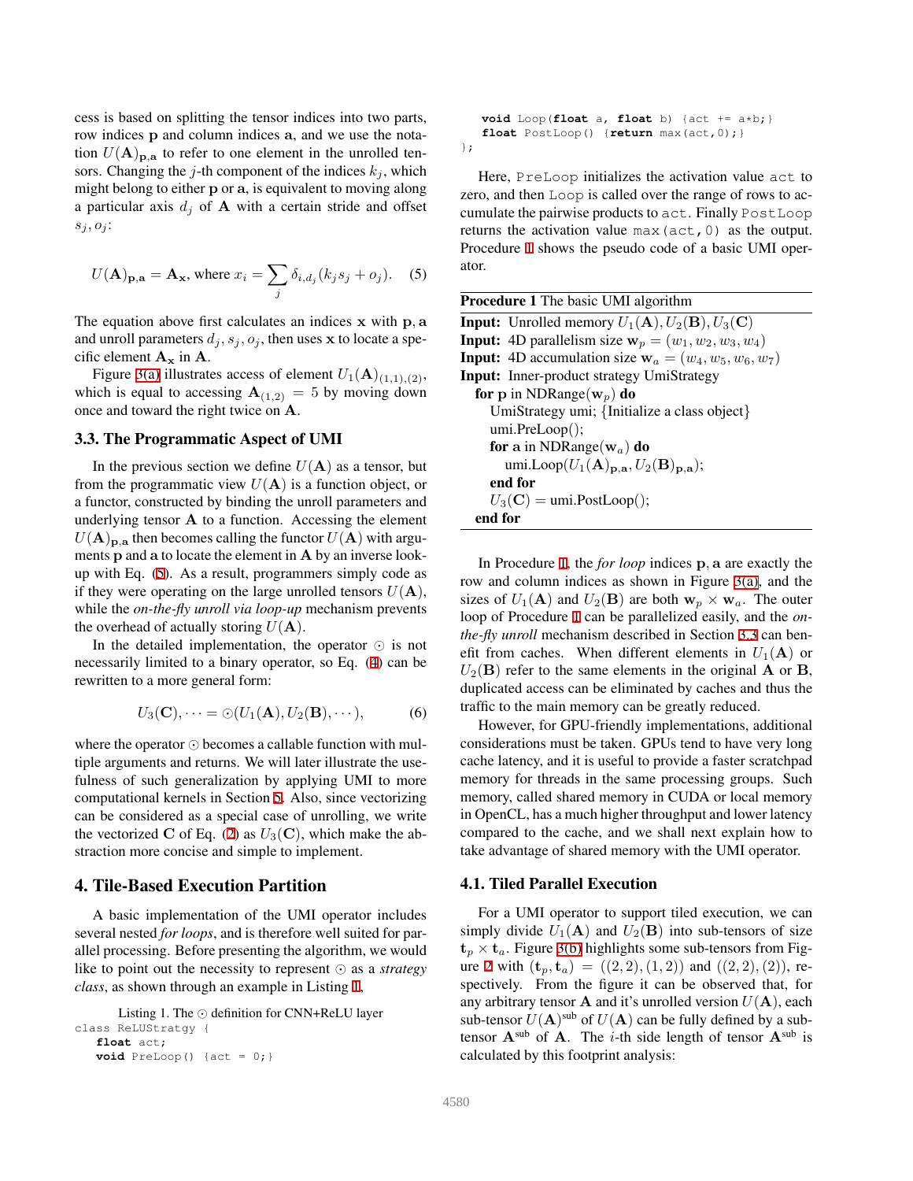cess is based on splitting the tensor indices into two parts, row indices $\mathbf{p}$ and column indices $\mathbf{a}$, and we use the notation $U(\mathbf{A})_{\mathbf{p},\mathbf{a}}$ to refer to one element in the unrolled tensors. Changing the $j$-th component of the indices $k_j$, which might belong to either $\mathbf{p}$ or $\mathbf{a}$, is equivalent to moving along a particular axis $d_j$ of $\mathbf{A}$ with a certain stride and offset $s_j, o_j$:

$$U(\mathbf{A})_{\mathbf{p},\mathbf{a}} = \mathbf{A}_{\mathbf{x}}, \text{ where } x_i = \sum_j \delta_{i,d_j}(k_j s_j + o_j). \quad (5)$$

The equation above first calculates an indices $\mathbf{x}$ with $\mathbf{p}, \mathbf{a}$ and unroll parameters $d_j, s_j, o_j$, then uses $\mathbf{x}$ to locate a specific element $\mathbf{A}_{\mathbf{x}}$ in $\mathbf{A}$.

Figure 3(a) illustrates access of element $U_1(\mathbf{A})_{(1,1),(2)}$, which is equal to accessing $\mathbf{A}_{(1,2)} = 5$ by moving down once and toward the right twice on $\mathbf{A}$.

### 3.3. The Programmatic Aspect of UMI

In the previous section we define $U(\mathbf{A})$ as a tensor, but from the programmatic view $U(\mathbf{A})$ is a function object, or a functor, constructed by binding the unroll parameters and underlying tensor $\mathbf{A}$ to a function. Accessing the element $U(\mathbf{A})_{\mathbf{p},\mathbf{a}}$ then becomes calling the functor $U(\mathbf{A})$ with arguments $\mathbf{p}$ and $\mathbf{a}$ to locate the element in $\mathbf{A}$ by an inverse lookup with Eq. (5). As a result, programmers simply code as if they were operating on the large unrolled tensors $U(\mathbf{A})$, while the *on-the-fly unroll via loop-up* mechanism prevents the overhead of actually storing $U(\mathbf{A})$.

In the detailed implementation, the operator $\odot$ is not necessarily limited to a binary operator, so Eq. (4) can be rewritten to a more general form:

$$U_3(\mathbf{C}), \cdots = \odot(U_1(\mathbf{A}), U_2(\mathbf{B}), \cdots), \quad (6)$$

where the operator $\odot$ becomes a callable function with multiple arguments and returns. We will later illustrate the usefulness of such generalization by applying UMI to more computational kernels in Section 5. Also, since vectorizing can be considered as a special case of unrolling, we write the vectorized $\mathbf{C}$ of Eq. (2) as $U_3(\mathbf{C})$, which make the abstraction more concise and simple to implement.

## 4. Tile-Based Execution Partition

A basic implementation of the UMI operator includes several nested *for loops*, and is therefore well suited for parallel processing. Before presenting the algorithm, we would like to point out the necessity to represent $\odot$ as a *strategy class*, as shown through an example in Listing 1.

Listing 1. The $\odot$ definition for CNN+ReLU layer

```
class ReLUStratgy {
   float act;
   void PreLoop() {act = 0;}
   void Loop(float a, float b) {act += a*b;}
   float PostLoop() {return max(act,0);}
};
```

Here, `PreLoop` initializes the activation value `act` to zero, and then `Loop` is called over the range of rows to accumulate the pairwise products to `act`. Finally `PostLoop` returns the activation value `max(act,0)` as the output. Procedure 1 shows the pseudo code of a basic UMI operator.

**Procedure 1** The basic UMI algorithm

**Input:** Unrolled memory $U_1(\mathbf{A}), U_2(\mathbf{B}), U_3(\mathbf{C})$
**Input:** 4D parallelism size $\mathbf{w}_p = (w_1, w_2, w_3, w_4)$
**Input:** 4D accumulation size $\mathbf{w}_a = (w_4, w_5, w_6, w_7)$
**Input:** Inner-product strategy UmiStrategy

```
for p in NDRange(w_p) do
    UmiStrategy umi; {Initialize a class object}
    umi.PreLoop();
    for a in NDRange(w_a) do
        umi.Loop(U_1(A)_{p,a}, U_2(B)_{p,a});
    end for
    U_3(C) = umi.PostLoop();
end for
```

In Procedure 1, the *for loop* indices $\mathbf{p}, \mathbf{a}$ are exactly the row and column indices as shown in Figure 3(a), and the sizes of $U_1(\mathbf{A})$ and $U_2(\mathbf{B})$ are both $\mathbf{w}_p \times \mathbf{w}_a$. The outer loop of Procedure 1 can be parallelized easily, and the *on-the-fly unroll* mechanism described in Section 3.3 can benefit from caches. When different elements in $U_1(\mathbf{A})$ or $U_2(\mathbf{B})$ refer to the same elements in the original $\mathbf{A}$ or $\mathbf{B}$, duplicated access can be eliminated by caches and thus the traffic to the main memory can be greatly reduced.

However, for GPU-friendly implementations, additional considerations must be taken. GPUs tend to have very long cache latency, and it is useful to provide a faster scratchpad memory for threads in the same processing groups. Such memory, called shared memory in CUDA or local memory in OpenCL, has a much higher throughput and lower latency compared to the cache, and we shall next explain how to take advantage of shared memory with the UMI operator.

### 4.1. Tiled Parallel Execution

For a UMI operator to support tiled execution, we can simply divide $U_1(\mathbf{A})$ and $U_2(\mathbf{B})$ into sub-tensors of size $\mathbf{t}_p \times \mathbf{t}_a$. Figure 3(b) highlights some sub-tensors from Figure 2 with $(\mathbf{t}_p, \mathbf{t}_a) = ((2, 2), (1, 2))$ and $((2, 2), (2))$, respectively. From the figure it can be observed that, for any arbitrary tensor $\mathbf{A}$ and it's unrolled version $U(\mathbf{A})$, each sub-tensor $U(\mathbf{A})^{\text{sub}}$ of $U(\mathbf{A})$ can be fully defined by a sub-tensor $\mathbf{A}^{\text{sub}}$ of $\mathbf{A}$. The $i$-th side length of tensor $\mathbf{A}^{\text{sub}}$ is calculated by this footprint analysis: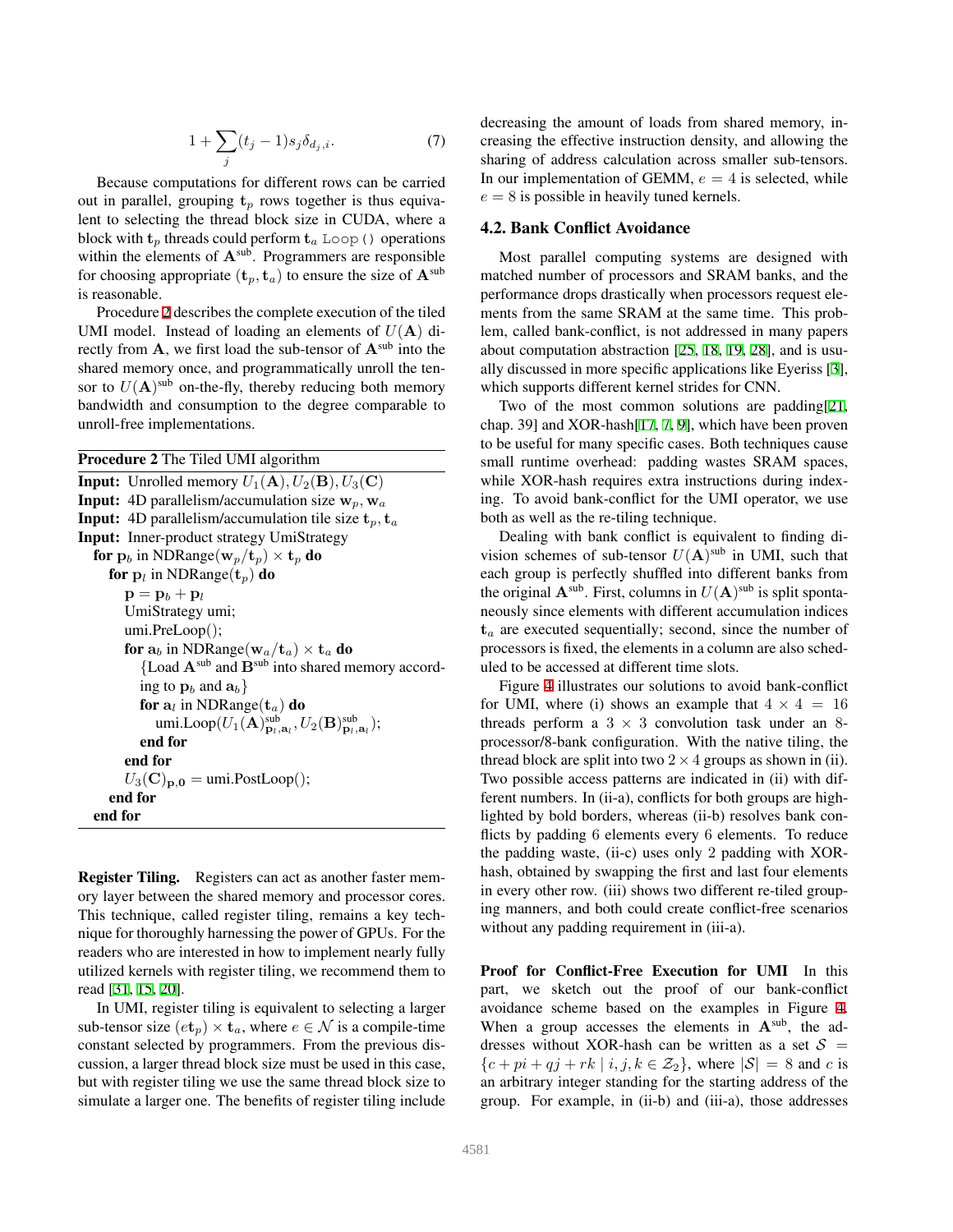$$1 + \sum_j (t_j - 1) s_j \delta_{d_j, i}. \quad (7)$$

Because computations for different rows can be carried out in parallel, grouping $\mathbf{t}_p$ rows together is thus equivalent to selecting the thread block size in CUDA, where a block with $\mathbf{t}_p$ threads could perform $\mathbf{t}_a$ `Loop()` operations within the elements of $\mathbf{A}^{\text{sub}}$. Programmers are responsible for choosing appropriate $(\mathbf{t}_p, \mathbf{t}_a)$ to ensure the size of $\mathbf{A}^{\text{sub}}$ is reasonable.

Procedure 2 describes the complete execution of the tiled UMI model. Instead of loading an elements of $U(\mathbf{A})$ directly from $\mathbf{A}$, we first load the sub-tensor of $\mathbf{A}^{\text{sub}}$ into the shared memory once, and programmatically unroll the tensor to $U(\mathbf{A})^{\text{sub}}$ on-the-fly, thereby reducing both memory bandwidth and consumption to the degree comparable to unroll-free implementations.

**Procedure 2** The Tiled UMI algorithm

**Input:** Unrolled memory $U_1(\mathbf{A}), U_2(\mathbf{B}), U_3(\mathbf{C})$
**Input:** 4D parallelism/accumulation size $\mathbf{w}_p, \mathbf{w}_a$
**Input:** 4D parallelism/accumulation tile size $\mathbf{t}_p, \mathbf{t}_a$
**Input:** Inner-product strategy UmiStrategy

**for** $\mathbf{p}_b$ in NDRange$(\mathbf{w}_p/\mathbf{t}_p) \times \mathbf{t}_p$ **do**
  **for** $\mathbf{p}_l$ in NDRange$(\mathbf{t}_p)$ **do**
    $\mathbf{p} = \mathbf{p}_b + \mathbf{p}_l$
    UmiStrategy umi;
    umi.PreLoop();
    **for** $\mathbf{a}_b$ in NDRange$(\mathbf{w}_a/\mathbf{t}_a) \times \mathbf{t}_a$ **do**
      {Load $\mathbf{A}^{\text{sub}}$ and $\mathbf{B}^{\text{sub}}$ into shared memory according to $\mathbf{p}_b$ and $\mathbf{a}_b$}
      **for** $\mathbf{a}_l$ in NDRange$(\mathbf{t}_a)$ **do**
        umi.Loop$(U_1(\mathbf{A})^{\text{sub}}_{\mathbf{p}_l,\mathbf{a}_l}, U_2(\mathbf{B})^{\text{sub}}_{\mathbf{p}_l,\mathbf{a}_l})$;
      **end for**
    **end for**
    $U_3(\mathbf{C})_{\mathbf{p},\mathbf{0}}$ = umi.PostLoop();
  **end for**
**end for**

**Register Tiling.** Registers can act as another faster memory layer between the shared memory and processor cores. This technique, called register tiling, remains a key technique for thoroughly harnessing the power of GPUs. For the readers who are interested in how to implement nearly fully utilized kernels with register tiling, we recommend them to read [31, 15, 20].

In UMI, register tiling is equivalent to selecting a larger sub-tensor size $(e\mathbf{t}_p) \times \mathbf{t}_a$, where $e \in \mathcal{N}$ is a compile-time constant selected by programmers. From the previous discussion, a larger thread block size must be used in this case, but with register tiling we use the same thread block size to simulate a larger one. The benefits of register tiling include decreasing the amount of loads from shared memory, increasing the effective instruction density, and allowing the sharing of address calculation across smaller sub-tensors. In our implementation of GEMM, $e = 4$ is selected, while $e = 8$ is possible in heavily tuned kernels.

## 4.2. Bank Conflict Avoidance

Most parallel computing systems are designed with matched number of processors and SRAM banks, and the performance drops drastically when processors request elements from the same SRAM at the same time. This problem, called bank-conflict, is not addressed in many papers about computation abstraction [25, 18, 19, 28], and is usually discussed in more specific applications like Eyeriss [3], which supports different kernel strides for CNN.

Two of the most common solutions are padding[21, chap. 39] and XOR-hash[17, 7, 9], which have been proven to be useful for many specific cases. Both techniques cause small runtime overhead: padding wastes SRAM spaces, while XOR-hash requires extra instructions during indexing. To avoid bank-conflict for the UMI operator, we use both as well as the re-tiling technique.

Dealing with bank conflict is equivalent to finding division schemes of sub-tensor $U(\mathbf{A})^{\text{sub}}$ in UMI, such that each group is perfectly shuffled into different banks from the original $\mathbf{A}^{\text{sub}}$. First, columns in $U(\mathbf{A})^{\text{sub}}$ is split spontaneously since elements with different accumulation indices $\mathbf{t}_a$ are executed sequentially; second, since the number of processors is fixed, the elements in a column are also scheduled to be accessed at different time slots.

Figure 4 illustrates our solutions to avoid bank-conflict for UMI, where (i) shows an example that $4 \times 4 = 16$ threads perform a $3 \times 3$ convolution task under an 8-processor/8-bank configuration. With the native tiling, the thread block are split into two $2 \times 4$ groups as shown in (ii). Two possible access patterns are indicated in (ii) with different numbers. In (ii-a), conflicts for both groups are highlighted by bold borders, whereas (ii-b) resolves bank conflicts by padding 6 elements every 6 elements. To reduce the padding waste, (ii-c) uses only 2 padding with XOR-hash, obtained by swapping the first and last four elements in every other row. (iii) shows two different re-tiled grouping manners, and both could create conflict-free scenarios without any padding requirement in (iii-a).

**Proof for Conflict-Free Execution for UMI** In this part, we sketch out the proof of our bank-conflict avoidance scheme based on the examples in Figure 4. When a group accesses the elements in $\mathbf{A}^{\text{sub}}$, the addresses without XOR-hash can be written as a set $\mathcal{S} = \{c + pi + qj + rk \mid i, j, k \in \mathcal{Z}_2\}$, where $|\mathcal{S}| = 8$ and $c$ is an arbitrary integer standing for the starting address of the group. For example, in (ii-b) and (iii-a), those addresses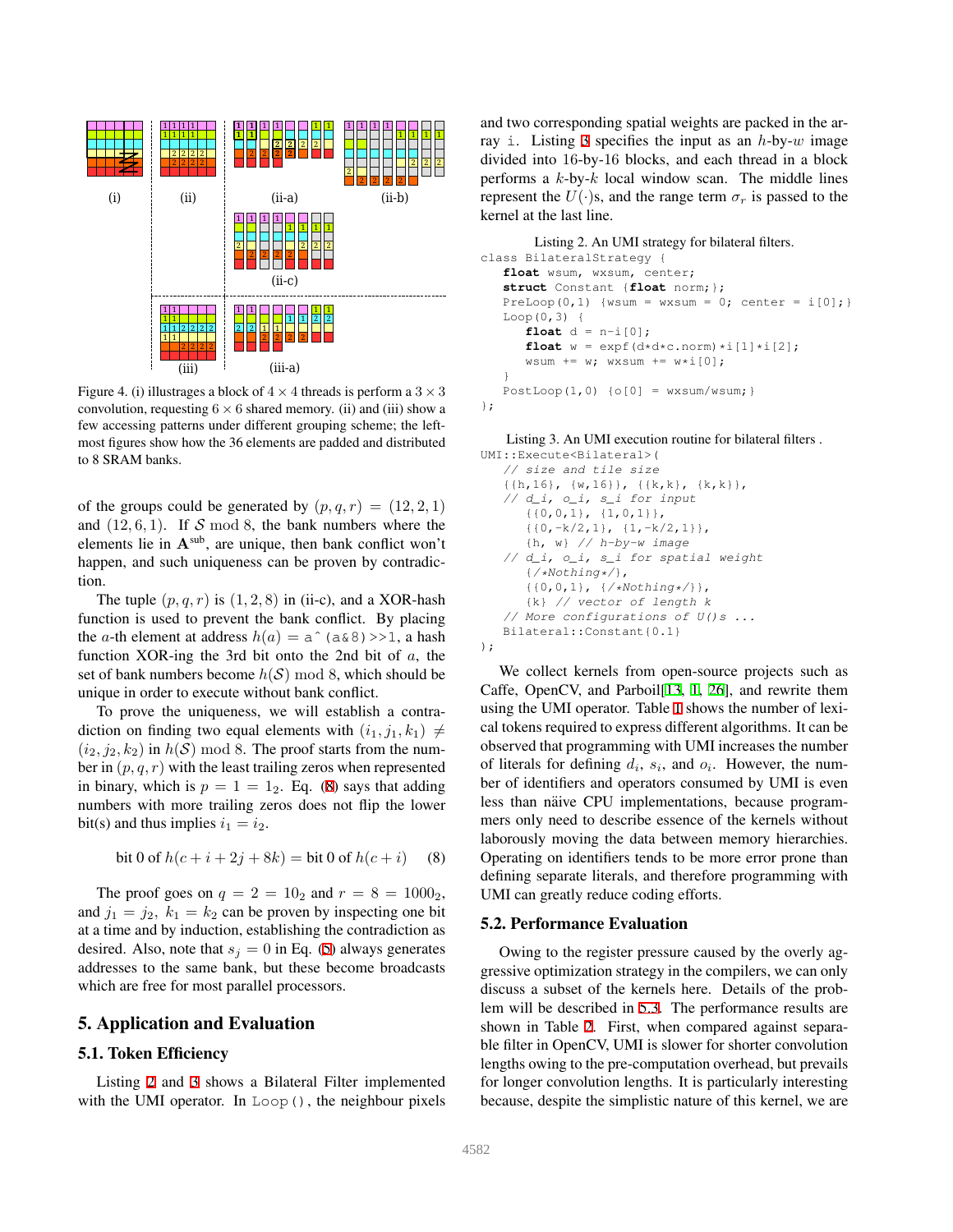Figure 4. (i) illustrages a block of $4 \times 4$ threads is perform a $3 \times 3$ convolution, requesting $6 \times 6$ shared memory. (ii) and (iii) show a few accessing patterns under different grouping scheme; the left-most figures show how the 36 elements are padded and distributed to 8 SRAM banks.

of the groups could be generated by $(p, q, r) = (12, 2, 1)$ and $(12, 6, 1)$. If $\mathcal{S} \bmod 8$, the bank numbers where the elements lie in $\mathbf{A}^{\text{sub}}$, are unique, then bank conflict won't happen, and such uniqueness can be proven by contradiction.

The tuple $(p, q, r)$ is $(1, 2, 8)$ in (ii-c), and a XOR-hash function is used to prevent the bank conflict. By placing the $a$-th element at address $h(a) =$ `a^(a&8)>>1`, a hash function XOR-ing the 3rd bit onto the 2nd bit of $a$, the set of bank numbers become $h(\mathcal{S}) \bmod 8$, which should be unique in order to execute without bank conflict.

To prove the uniqueness, we will establish a contradiction on finding two equal elements with $(i_1, j_1, k_1) \neq (i_2, j_2, k_2)$ in $h(\mathcal{S}) \bmod 8$. The proof starts from the number in $(p, q, r)$ with the least trailing zeros when represented in binary, which is $p = 1 = 1_2$. Eq. (8) says that adding numbers with more trailing zeros does not flip the lower bit(s) and thus implies $i_1 = i_2$.

$$\text{bit 0 of } h(c + i + 2j + 8k) = \text{bit 0 of } h(c + i) \quad (8)$$

The proof goes on $q = 2 = 10_2$ and $r = 8 = 1000_2$, and $j_1 = j_2$, $k_1 = k_2$ can be proven by inspecting one bit at a time and by induction, establishing the contradiction as desired. Also, note that $s_j = 0$ in Eq. (5) always generates addresses to the same bank, but these become broadcasts which are free for most parallel processors.

# 5. Application and Evaluation

## 5.1. Token Efficiency

Listing 2 and 3 shows a Bilateral Filter implemented with the UMI operator. In `Loop()`, the neighbour pixels and two corresponding spatial weights are packed in the array `i`. Listing 3 specifies the input as an $h$-by-$w$ image divided into 16-by-16 blocks, and each thread in a block performs a $k$-by-$k$ local window scan. The middle lines represent the $U(\cdot)$s, and the range term $\sigma_r$ is passed to the kernel at the last line.

Listing 2. An UMI strategy for bilateral filters.

```
class BilateralStrategy {
   float wsum, wxsum, center;
   struct Constant {float norm;};
   PreLoop(0,1) {wsum = wxsum = 0; center = i[0];}
   Loop(0,3) {
      float d = n-i[0];
      float w = expf(d*d*c.norm)*i[1]*i[2];
      wsum += w; wxsum += w*i[0];
   }
   PostLoop(1,0) {o[0] = wxsum/wsum;}
};
```

Listing 3. An UMI execution routine for bilateral filters .

```
UMI::Execute<Bilateral>(
   // size and tile size
   {{h,16}, {w,16}}, {{k,k}, {k,k}},
   // d_i, o_i, s_i for input
      {{0,0,1}, {1,0,1}},
      {{0,-k/2,1}, {1,-k/2,1}},
      {h, w} // h-by-w image
   // d_i, o_i, s_i for spatial weight
      {/*Nothing*/},
      {{0,0,1}, {/*Nothing*/}},
      {k} // vector of length k
   // More configurations of U()s ...
   Bilateral::Constant{0.1}
);
```

We collect kernels from open-source projects such as Caffe, OpenCV, and Parboil[13, 1, 26], and rewrite them using the UMI operator. Table 1 shows the number of lexical tokens required to express different algorithms. It can be observed that programming with UMI increases the number of literals for defining $d_i$, $s_i$, and $o_i$. However, the number of identifiers and operators consumed by UMI is even less than näive CPU implementations, because programmers only need to describe essence of the kernels without laborously moving the data between memory hierarchies. Operating on identifiers tends to be more error prone than defining separate literals, and therefore programming with UMI can greatly reduce coding efforts.

## 5.2. Performance Evaluation

Owing to the register pressure caused by the overly aggressive optimization strategy in the compilers, we can only discuss a subset of the kernels here. Details of the problem will be described in 5.3. The performance results are shown in Table 2. First, when compared against separable filter in OpenCV, UMI is slower for shorter convolution lengths owing to the pre-computation overhead, but prevails for longer convolution lengths. It is particularly interesting because, despite the simplistic nature of this kernel, we are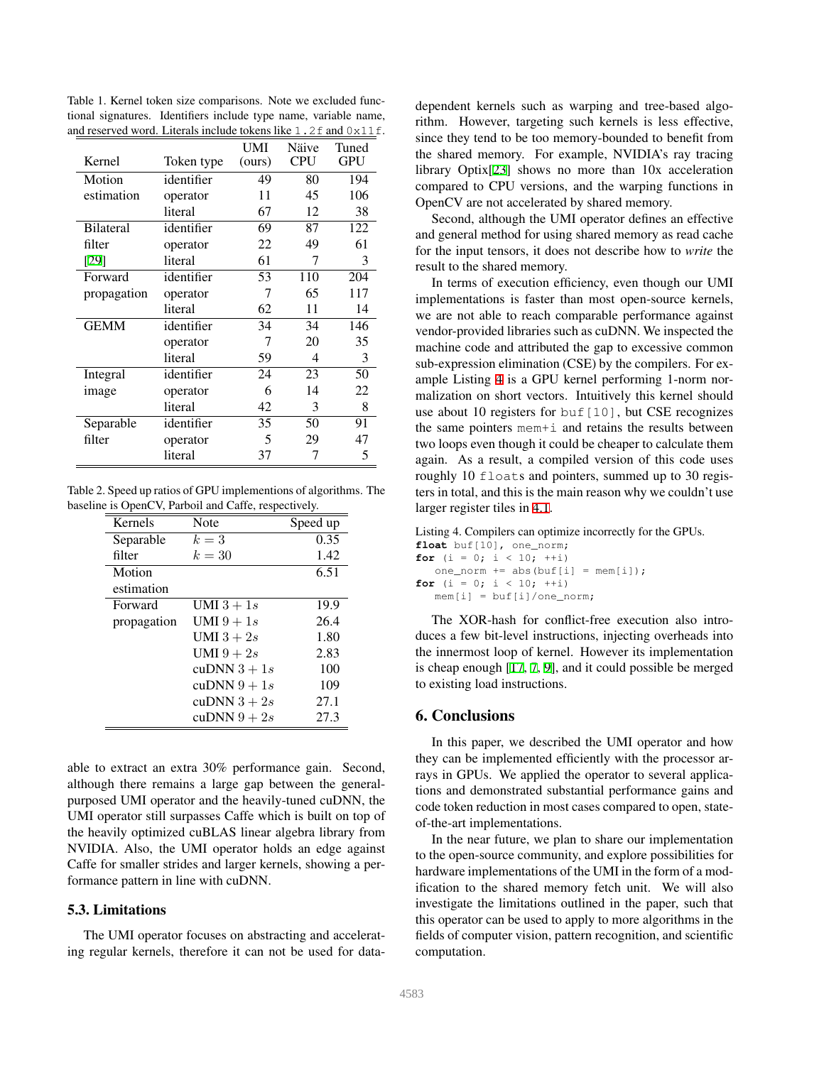Table 1. Kernel token size comparisons. Note we excluded functional signatures. Identifiers include type name, variable name, and reserved word. Literals include tokens like `1.2f` and `0x11f`.

| Kernel | Token type | UMI (ours) | Näive CPU | Tuned GPU |
|---|---|---|---|---|
| Motion estimation | identifier | 49 | 80 | 194 |
| | operator | 11 | 45 | 106 |
| | literal | 67 | 12 | 38 |
| Bilateral filter [29] | identifier | 69 | 87 | 122 |
| | operator | 22 | 49 | 61 |
| | literal | 61 | 7 | 3 |
| Forward propagation | identifier | 53 | 110 | 204 |
| | operator | 7 | 65 | 117 |
| | literal | 62 | 11 | 14 |
| GEMM | identifier | 34 | 34 | 146 |
| | operator | 7 | 20 | 35 |
| | literal | 59 | 4 | 3 |
| Integral image | identifier | 24 | 23 | 50 |
| | operator | 6 | 14 | 22 |
| | literal | 42 | 3 | 8 |
| Separable filter | identifier | 35 | 50 | 91 |
| | operator | 5 | 29 | 47 |
| | literal | 37 | 7 | 5 |

Table 2. Speed up ratios of GPU implementions of algorithms. The baseline is OpenCV, Parboil and Caffe, respectively.

| Kernels | Note | Speed up |
|---|---|---|
| Separable filter | $k = 3$ | 0.35 |
| | $k = 30$ | 1.42 |
| Motion estimation | | 6.51 |
| Forward propagation | UMI $3 + 1s$ | 19.9 |
| | UMI $9 + 1s$ | 26.4 |
| | UMI $3 + 2s$ | 1.80 |
| | UMI $9 + 2s$ | 2.83 |
| | cuDNN $3 + 1s$ | 100 |
| | cuDNN $9 + 1s$ | 109 |
| | cuDNN $3 + 2s$ | 27.1 |
| | cuDNN $9 + 2s$ | 27.3 |

able to extract an extra 30% performance gain. Second, although there remains a large gap between the general-purposed UMI operator and the heavily-tuned cuDNN, the UMI operator still surpasses Caffe which is built on top of the heavily optimized cuBLAS linear algebra library from NVIDIA. Also, the UMI operator holds an edge against Caffe for smaller strides and larger kernels, showing a performance pattern in line with cuDNN.

### 5.3. Limitations

The UMI operator focuses on abstracting and accelerating regular kernels, therefore it can not be used for data-dependent kernels such as warping and tree-based algorithm. However, targeting such kernels is less effective, since they tend to be too memory-bounded to benefit from the shared memory. For example, NVIDIA's ray tracing library Optix[23] shows no more than 10x acceleration compared to CPU versions, and the warping functions in OpenCV are not accelerated by shared memory.

Second, although the UMI operator defines an effective and general method for using shared memory as read cache for the input tensors, it does not describe how to *write* the result to the shared memory.

In terms of execution efficiency, even though our UMI implementations is faster than most open-source kernels, we are not able to reach comparable performance against vendor-provided libraries such as cuDNN. We inspected the machine code and attributed the gap to excessive common sub-expression elimination (CSE) by the compilers. For example Listing 4 is a GPU kernel performing 1-norm normalization on short vectors. Intuitively this kernel should use about 10 registers for `buf[10]`, but CSE recognizes the same pointers `mem+i` and retains the results between two loops even though it could be cheaper to calculate them again. As a result, a compiled version of this code uses roughly 10 `float`s and pointers, summed up to 30 registers in total, and this is the main reason why we couldn't use larger register tiles in 4.1.

Listing 4. Compilers can optimize incorrectly for the GPUs.

```
float buf[10], one_norm;
for (i = 0; i < 10; ++i)
   one_norm += abs(buf[i] = mem[i]);
for (i = 0; i < 10; ++i)
   mem[i] = buf[i]/one_norm;
```

The XOR-hash for conflict-free execution also introduces a few bit-level instructions, injecting overheads into the innermost loop of kernel. However its implementation is cheap enough [17, 7, 9], and it could possible be merged to existing load instructions.

## 6. Conclusions

In this paper, we described the UMI operator and how they can be implemented efficiently with the processor arrays in GPUs. We applied the operator to several applications and demonstrated substantial performance gains and code token reduction in most cases compared to open, state-of-the-art implementations.

In the near future, we plan to share our implementation to the open-source community, and explore possibilities for hardware implementations of the UMI in the form of a modification to the shared memory fetch unit. We will also investigate the limitations outlined in the paper, such that this operator can be used to apply to more algorithms in the fields of computer vision, pattern recognition, and scientific computation.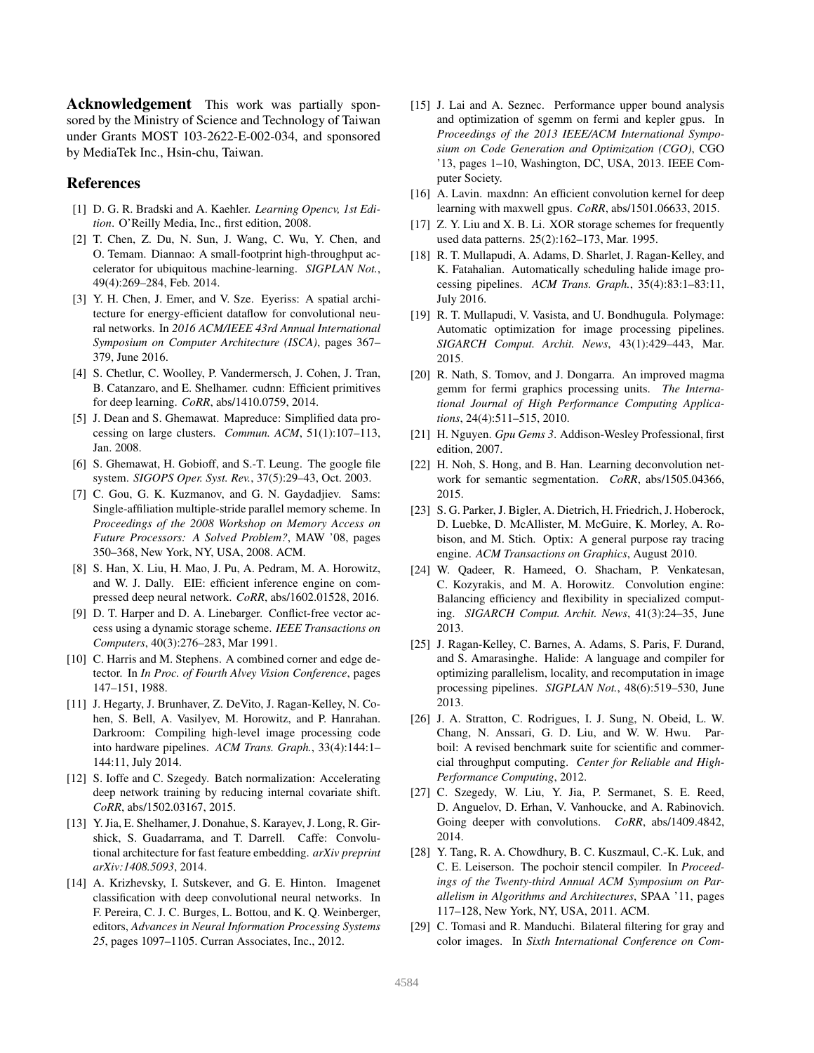**Acknowledgement** This work was partially sponsored by the Ministry of Science and Technology of Taiwan under Grants MOST 103-2622-E-002-034, and sponsored by MediaTek Inc., Hsin-chu, Taiwan.

## References

- [1] D. G. R. Bradski and A. Kaehler. *Learning Opencv, 1st Edition*. O'Reilly Media, Inc., first edition, 2008.
- [2] T. Chen, Z. Du, N. Sun, J. Wang, C. Wu, Y. Chen, and O. Temam. Diannao: A small-footprint high-throughput accelerator for ubiquitous machine-learning. *SIGPLAN Not.*, 49(4):269–284, Feb. 2014.
- [3] Y. H. Chen, J. Emer, and V. Sze. Eyeriss: A spatial architecture for energy-efficient dataflow for convolutional neural networks. In *2016 ACM/IEEE 43rd Annual International Symposium on Computer Architecture (ISCA)*, pages 367–379, June 2016.
- [4] S. Chetlur, C. Woolley, P. Vandermersch, J. Cohen, J. Tran, B. Catanzaro, and E. Shelhamer. cudnn: Efficient primitives for deep learning. *CoRR*, abs/1410.0759, 2014.
- [5] J. Dean and S. Ghemawat. Mapreduce: Simplified data processing on large clusters. *Commun. ACM*, 51(1):107–113, Jan. 2008.
- [6] S. Ghemawat, H. Gobioff, and S.-T. Leung. The google file system. *SIGOPS Oper. Syst. Rev.*, 37(5):29–43, Oct. 2003.
- [7] C. Gou, G. K. Kuzmanov, and G. N. Gaydadjiev. Sams: Single-affiliation multiple-stride parallel memory scheme. In *Proceedings of the 2008 Workshop on Memory Access on Future Processors: A Solved Problem?*, MAW '08, pages 350–368, New York, NY, USA, 2008. ACM.
- [8] S. Han, X. Liu, H. Mao, J. Pu, A. Pedram, M. A. Horowitz, and W. J. Dally. EIE: efficient inference engine on compressed deep neural network. *CoRR*, abs/1602.01528, 2016.
- [9] D. T. Harper and D. A. Linebarger. Conflict-free vector access using a dynamic storage scheme. *IEEE Transactions on Computers*, 40(3):276–283, Mar 1991.
- [10] C. Harris and M. Stephens. A combined corner and edge detector. In *In Proc. of Fourth Alvey Vision Conference*, pages 147–151, 1988.
- [11] J. Hegarty, J. Brunhaver, Z. DeVito, J. Ragan-Kelley, N. Cohen, S. Bell, A. Vasilyev, M. Horowitz, and P. Hanrahan. Darkroom: Compiling high-level image processing code into hardware pipelines. *ACM Trans. Graph.*, 33(4):144:1–144:11, July 2014.
- [12] S. Ioffe and C. Szegedy. Batch normalization: Accelerating deep network training by reducing internal covariate shift. *CoRR*, abs/1502.03167, 2015.
- [13] Y. Jia, E. Shelhamer, J. Donahue, S. Karayev, J. Long, R. Girshick, S. Guadarrama, and T. Darrell. Caffe: Convolutional architecture for fast feature embedding. *arXiv preprint arXiv:1408.5093*, 2014.
- [14] A. Krizhevsky, I. Sutskever, and G. E. Hinton. Imagenet classification with deep convolutional neural networks. In F. Pereira, C. J. C. Burges, L. Bottou, and K. Q. Weinberger, editors, *Advances in Neural Information Processing Systems 25*, pages 1097–1105. Curran Associates, Inc., 2012.
- [15] J. Lai and A. Seznec. Performance upper bound analysis and optimization of sgemm on fermi and kepler gpus. In *Proceedings of the 2013 IEEE/ACM International Symposium on Code Generation and Optimization (CGO)*, CGO '13, pages 1–10, Washington, DC, USA, 2013. IEEE Computer Society.
- [16] A. Lavin. maxdnn: An efficient convolution kernel for deep learning with maxwell gpus. *CoRR*, abs/1501.06633, 2015.
- [17] Z. Y. Liu and X. B. Li. XOR storage schemes for frequently used data patterns. 25(2):162–173, Mar. 1995.
- [18] R. T. Mullapudi, A. Adams, D. Sharlet, J. Ragan-Kelley, and K. Fatahalian. Automatically scheduling halide image processing pipelines. *ACM Trans. Graph.*, 35(4):83:1–83:11, July 2016.
- [19] R. T. Mullapudi, V. Vasista, and U. Bondhugula. Polymage: Automatic optimization for image processing pipelines. *SIGARCH Comput. Archit. News*, 43(1):429–443, Mar. 2015.
- [20] R. Nath, S. Tomov, and J. Dongarra. An improved magma gemm for fermi graphics processing units. *The International Journal of High Performance Computing Applications*, 24(4):511–515, 2010.
- [21] H. Nguyen. *Gpu Gems 3*. Addison-Wesley Professional, first edition, 2007.
- [22] H. Noh, S. Hong, and B. Han. Learning deconvolution network for semantic segmentation. *CoRR*, abs/1505.04366, 2015.
- [23] S. G. Parker, J. Bigler, A. Dietrich, H. Friedrich, J. Hoberock, D. Luebke, D. McAllister, M. McGuire, K. Morley, A. Robison, and M. Stich. Optix: A general purpose ray tracing engine. *ACM Transactions on Graphics*, August 2010.
- [24] W. Qadeer, R. Hameed, O. Shacham, P. Venkatesan, C. Kozyrakis, and M. A. Horowitz. Convolution engine: Balancing efficiency and flexibility in specialized computing. *SIGARCH Comput. Archit. News*, 41(3):24–35, June 2013.
- [25] J. Ragan-Kelley, C. Barnes, A. Adams, S. Paris, F. Durand, and S. Amarasinghe. Halide: A language and compiler for optimizing parallelism, locality, and recomputation in image processing pipelines. *SIGPLAN Not.*, 48(6):519–530, June 2013.
- [26] J. A. Stratton, C. Rodrigues, I. J. Sung, N. Obeid, L. W. Chang, N. Anssari, G. D. Liu, and W. W. Hwu. Parboil: A revised benchmark suite for scientific and commercial throughput computing. *Center for Reliable and High-Performance Computing*, 2012.
- [27] C. Szegedy, W. Liu, Y. Jia, P. Sermanet, S. E. Reed, D. Anguelov, D. Erhan, V. Vanhoucke, and A. Rabinovich. Going deeper with convolutions. *CoRR*, abs/1409.4842, 2014.
- [28] Y. Tang, R. A. Chowdhury, B. C. Kuszmaul, C.-K. Luk, and C. E. Leiserson. The pochoir stencil compiler. In *Proceedings of the Twenty-third Annual ACM Symposium on Parallelism in Algorithms and Architectures*, SPAA '11, pages 117–128, New York, NY, USA, 2011. ACM.
- [29] C. Tomasi and R. Manduchi. Bilateral filtering for gray and color images. In *Sixth International Conference on Com-*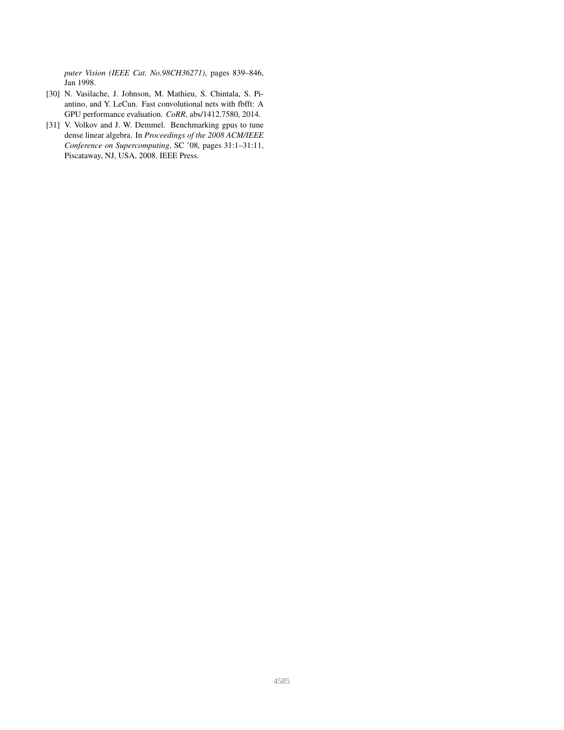*puter Vision (IEEE Cat. No.98CH36271)*, pages 839–846, Jan 1998.

[30] N. Vasilache, J. Johnson, M. Mathieu, S. Chintala, S. Piantino, and Y. LeCun. Fast convolutional nets with fbfft: A GPU performance evaluation. *CoRR*, abs/1412.7580, 2014.

[31] V. Volkov and J. W. Demmel. Benchmarking gpus to tune dense linear algebra. In *Proceedings of the 2008 ACM/IEEE Conference on Supercomputing*, SC '08, pages 31:1–31:11, Piscataway, NJ, USA, 2008. IEEE Press.